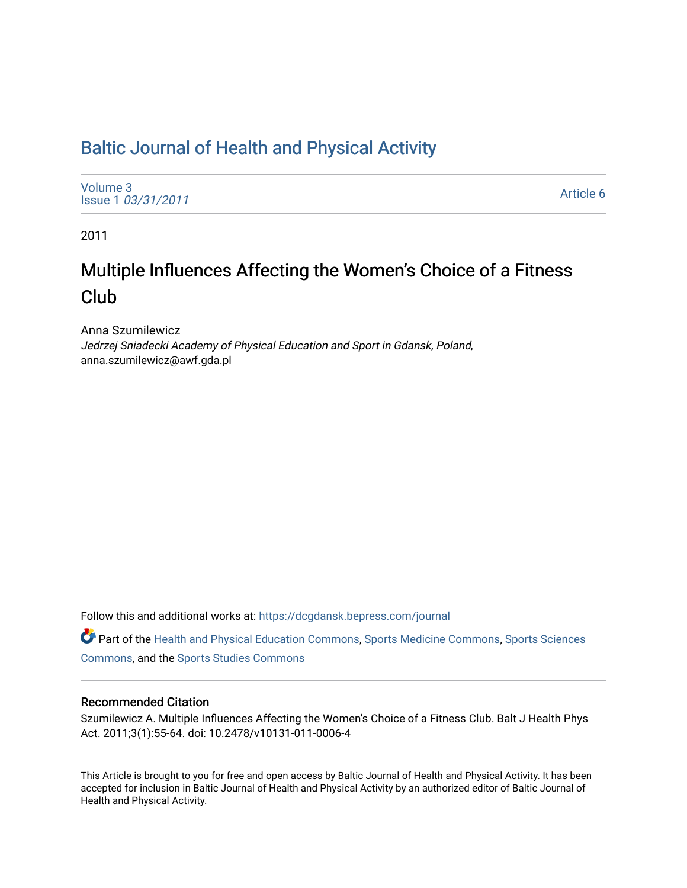# Baltic Journal of Health and Physical Activity

Volume 3
Issue 1 *03/31/2011*

Article 6

2011

## Multiple Influences Affecting the Women's Choice of a Fitness Club

Anna Szumilewicz
*Jedrzej Sniadecki Academy of Physical Education and Sport in Gdansk, Poland,*
anna.szumilewicz@awf.gda.pl

Follow this and additional works at: https://dcgdansk.bepress.com/journal

Part of the Health and Physical Education Commons, Sports Medicine Commons, Sports Sciences Commons, and the Sports Studies Commons

### Recommended Citation

Szumilewicz A. Multiple Influences Affecting the Women's Choice of a Fitness Club. Balt J Health Phys Act. 2011;3(1):55-64. doi: 10.2478/v10131-011-0006-4

This Article is brought to you for free and open access by Baltic Journal of Health and Physical Activity. It has been accepted for inclusion in Baltic Journal of Health and Physical Activity by an authorized editor of Baltic Journal of Health and Physical Activity.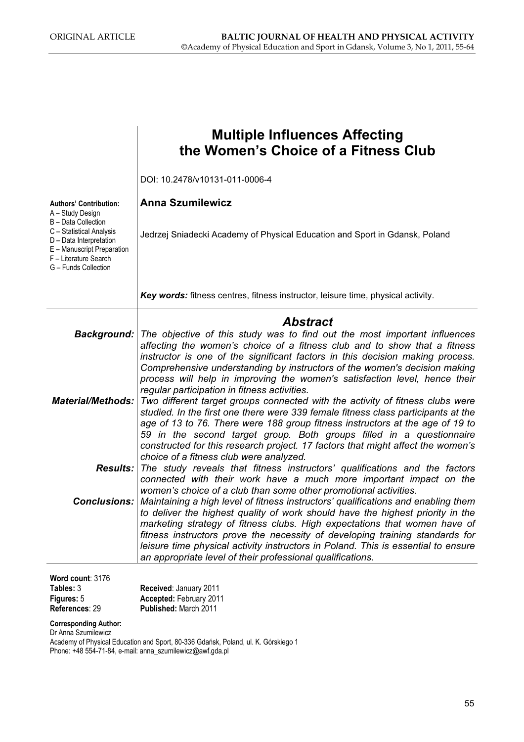# Multiple Influences Affecting the Women's Choice of a Fitness Club

DOI: 10.2478/v10131-011-0006-4

**Authors' Contribution:**
A – Study Design
B – Data Collection
C – Statistical Analysis
D – Data Interpretation
E – Manuscript Preparation
F – Literature Search
G – Funds Collection

**Anna Szumilewicz**

Jedrzej Sniadecki Academy of Physical Education and Sport in Gdansk, Poland

***Key words:*** fitness centres, fitness instructor, leisure time, physical activity.

## *Abstract*

***Background:*** *The objective of this study was to find out the most important influences affecting the women's choice of a fitness club and to show that a fitness instructor is one of the significant factors in this decision making process. Comprehensive understanding by instructors of the women's decision making process will help in improving the women's satisfaction level, hence their regular participation in fitness activities.*

***Material/Methods:*** *Two different target groups connected with the activity of fitness clubs were studied. In the first one there were 339 female fitness class participants at the age of 13 to 76. There were 188 group fitness instructors at the age of 19 to 59 in the second target group. Both groups filled in a questionnaire constructed for this research project. 17 factors that might affect the women's choice of a fitness club were analyzed.*

***Results:*** *The study reveals that fitness instructors' qualifications and the factors connected with their work have a much more important impact on the women's choice of a club than some other promotional activities.*

***Conclusions:*** *Maintaining a high level of fitness instructors' qualifications and enabling them to deliver the highest quality of work should have the highest priority in the marketing strategy of fitness clubs. High expectations that women have of fitness instructors prove the necessity of developing training standards for leisure time physical activity instructors in Poland. This is essential to ensure an appropriate level of their professional qualifications.*

**Word count**: 3176
**Tables:** 3
**Figures:** 5
**References**: 29

**Received**: January 2011
**Accepted:** February 2011
**Published:** March 2011

**Corresponding Author:**
Dr Anna Szumilewicz
Academy of Physical Education and Sport, 80-336 Gdańsk, Poland, ul. K. Górskiego 1
Phone: +48 554-71-84, e-mail: anna_szumilewicz@awf.gda.pl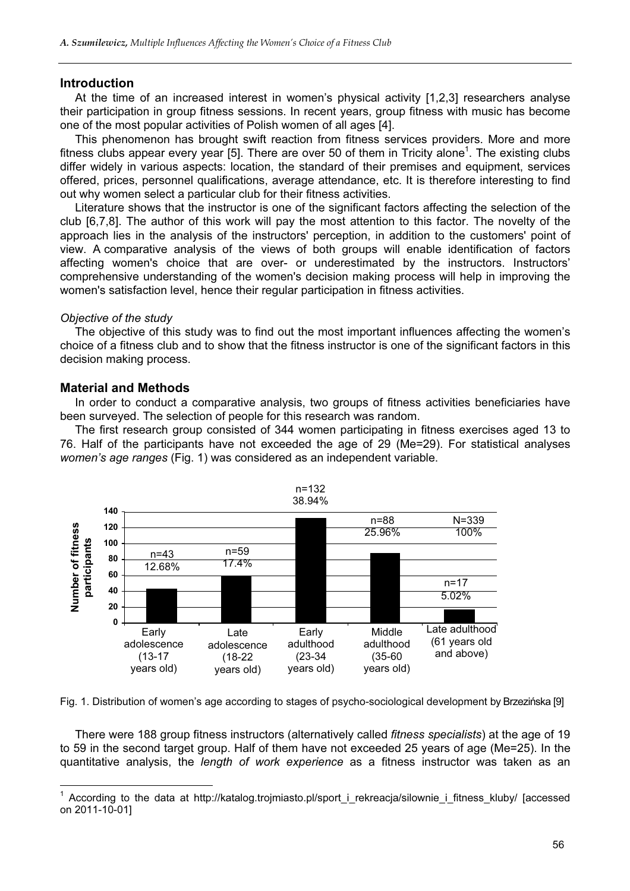## Introduction

At the time of an increased interest in women's physical activity [1,2,3] researchers analyse their participation in group fitness sessions. In recent years, group fitness with music has become one of the most popular activities of Polish women of all ages [4].

This phenomenon has brought swift reaction from fitness services providers. More and more fitness clubs appear every year [5]. There are over 50 of them in Tricity alone[1]. The existing clubs differ widely in various aspects: location, the standard of their premises and equipment, services offered, prices, personnel qualifications, average attendance, etc. It is therefore interesting to find out why women select a particular club for their fitness activities.

Literature shows that the instructor is one of the significant factors affecting the selection of the club [6,7,8]. The author of this work will pay the most attention to this factor. The novelty of the approach lies in the analysis of the instructors' perception, in addition to the customers' point of view. A comparative analysis of the views of both groups will enable identification of factors affecting women's choice that are over- or underestimated by the instructors. Instructors' comprehensive understanding of the women's decision making process will help in improving the women's satisfaction level, hence their regular participation in fitness activities.

*Objective of the study*

The objective of this study was to find out the most important influences affecting the women's choice of a fitness club and to show that the fitness instructor is one of the significant factors in this decision making process.

## Material and Methods

In order to conduct a comparative analysis, two groups of fitness activities beneficiaries have been surveyed. The selection of people for this research was random.

The first research group consisted of 344 women participating in fitness exercises aged 13 to 76. Half of the participants have not exceeded the age of 29 (Me=29). For statistical analyses *women's age ranges* (Fig. 1) was considered as an independent variable.

| Age range | n | % |
|---|---|---|
| Early adolescence (13-17 years old) | 43 | 12.68% |
| Late adolescence (18-22 years old) | 59 | 17.4% |
| Early adulthood (23-34 years old) | 132 | 38.94% |
| Middle adulthood (35-60 years old) | 88 | 25.96% |
| Late adulthood (61 years old and above) | 17 | 5.02% |
| Total | N=339 | 100% |

Fig. 1. Distribution of women's age according to stages of psycho-sociological development by Brzezińska [9]

There were 188 group fitness instructors (alternatively called *fitness specialists*) at the age of 19 to 59 in the second target group. Half of them have not exceeded 25 years of age (Me=25). In the quantitative analysis, the *length of work experience* as a fitness instructor was taken as an

[1] According to the data at http://katalog.trojmiasto.pl/sport_i_rekreacja/silownie_i_fitness_kluby/ [accessed on 2011-10-01]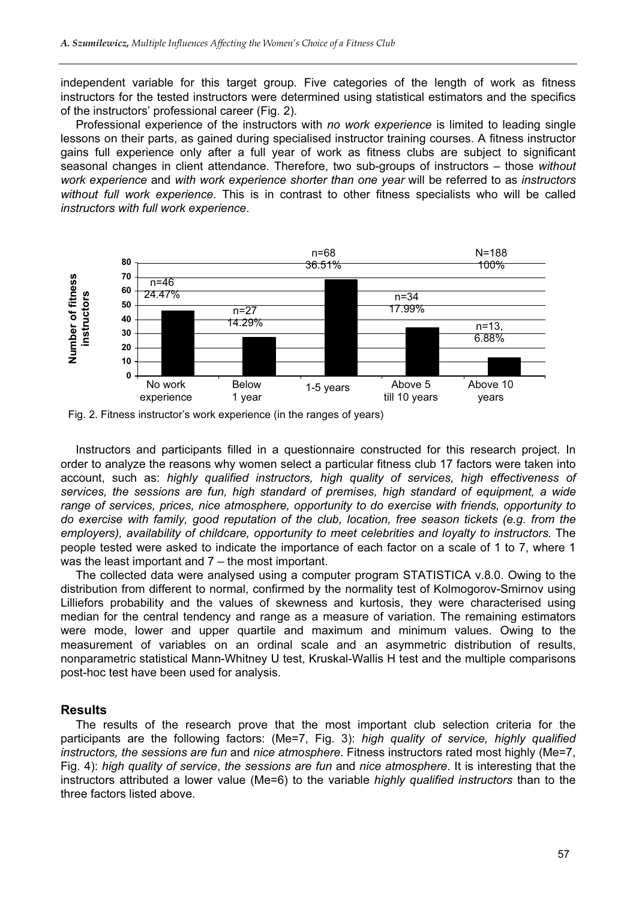independent variable for this target group. Five categories of the length of work as fitness instructors for the tested instructors were determined using statistical estimators and the specifics of the instructors' professional career (Fig. 2).

Professional experience of the instructors with *no work experience* is limited to leading single lessons on their parts, as gained during specialised instructor training courses. A fitness instructor gains full experience only after a full year of work as fitness clubs are subject to significant seasonal changes in client attendance. Therefore, two sub-groups of instructors – those *without work experience* and *with work experience shorter than one year* will be referred to as *instructors without full work experience*. This is in contrast to other fitness specialists who will be called *instructors with full work experience*.

| Work experience | Number of fitness instructors | Percentage |
|---|---|---|
| No work experience | n=46 | 24.47% |
| Below 1 year | n=27 | 14.29% |
| 1-5 years | n=68 | 36.51% |
| Above 5 till 10 years | n=34 | 17.99% |
| Above 10 years | n=13, | 6.88% |
| | N=188 | 100% |

Fig. 2. Fitness instructor's work experience (in the ranges of years)

Instructors and participants filled in a questionnaire constructed for this research project. In order to analyze the reasons why women select a particular fitness club 17 factors were taken into account, such as: *highly qualified instructors, high quality of services, high effectiveness of services, the sessions are fun, high standard of premises, high standard of equipment, a wide range of services, prices, nice atmosphere, opportunity to do exercise with friends, opportunity to do exercise with family, good reputation of the club, location, free season tickets (e.g. from the employers), availability of childcare, opportunity to meet celebrities and loyalty to instructors.* The people tested were asked to indicate the importance of each factor on a scale of 1 to 7, where 1 was the least important and 7 – the most important.

The collected data were analysed using a computer program STATISTICA v.8.0. Owing to the distribution from different to normal, confirmed by the normality test of Kolmogorov-Smirnov using Lilliefors probability and the values of skewness and kurtosis, they were characterised using median for the central tendency and range as a measure of variation. The remaining estimators were mode, lower and upper quartile and maximum and minimum values. Owing to the measurement of variables on an ordinal scale and an asymmetric distribution of results, nonparametric statistical Mann-Whitney U test, Kruskal-Wallis H test and the multiple comparisons post-hoc test have been used for analysis.

## Results

The results of the research prove that the most important club selection criteria for the participants are the following factors: (Me=7, Fig. 3): *high quality of service, highly qualified instructors, the sessions are fun* and *nice atmosphere*. Fitness instructors rated most highly (Me=7, Fig. 4): *high quality of service*, *the sessions are fun* and *nice atmosphere*. It is interesting that the instructors attributed a lower value (Me=6) to the variable *highly qualified instructors* than to the three factors listed above.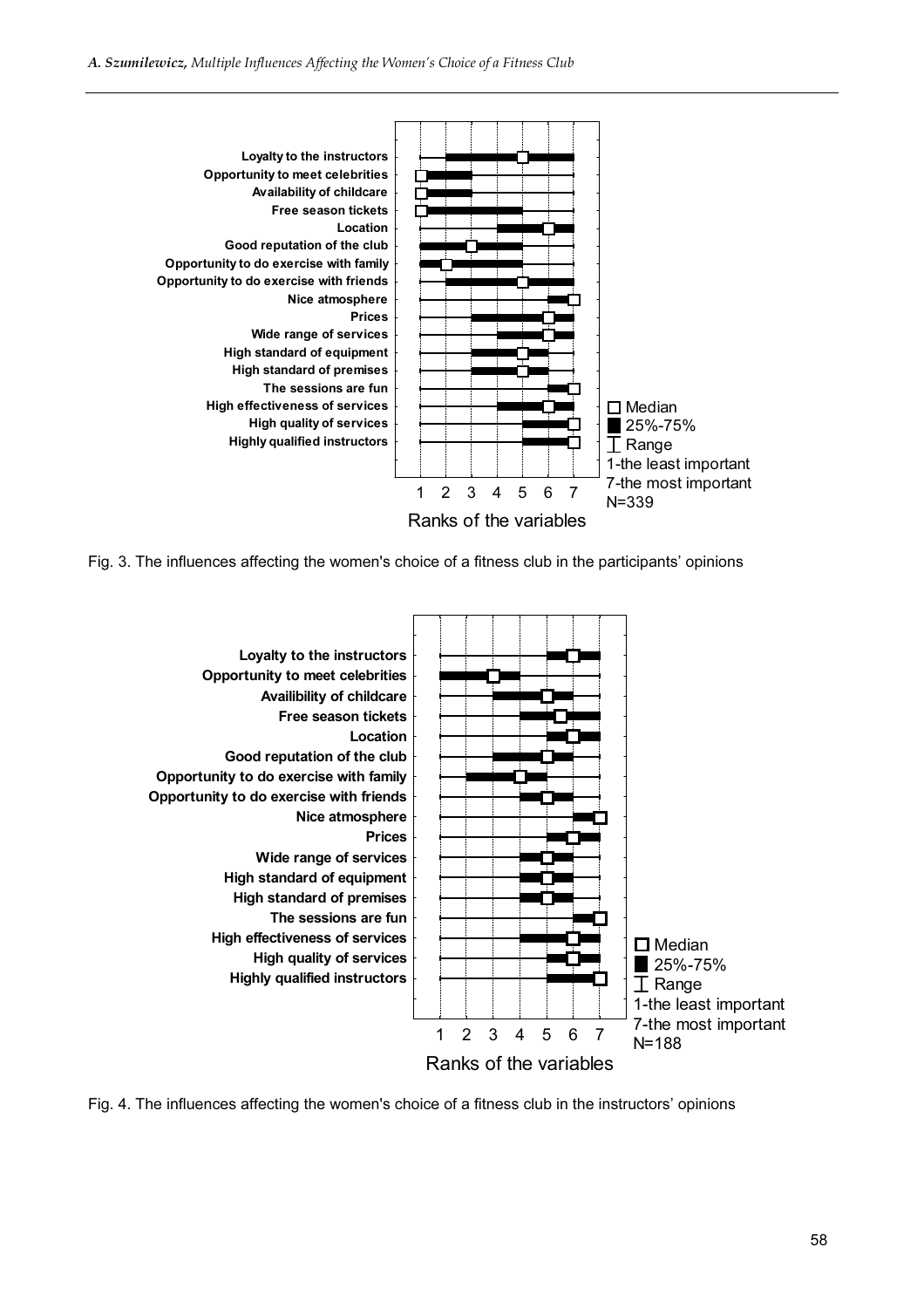Fig. 3. The influences affecting the women's choice of a fitness club in the participants' opinions

Fig. 4. The influences affecting the women's choice of a fitness club in the instructors' opinions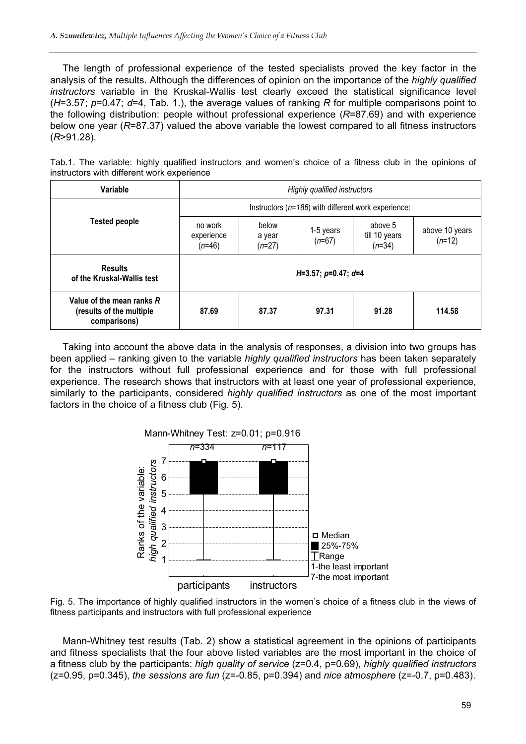The length of professional experience of the tested specialists proved the key factor in the analysis of the results. Although the differences of opinion on the importance of the *highly qualified instructors* variable in the Kruskal-Wallis test clearly exceed the statistical significance level ($H$=3.57; $p$=0.47; $d$=4, Tab. 1.), the average values of ranking $R$ for multiple comparisons point to the following distribution: people without professional experience ($R$=87.69) and with experience below one year ($R$=87.37) valued the above variable the lowest compared to all fitness instructors ($R$>91.28).

Tab.1. The variable: highly qualified instructors and women's choice of a fitness club in the opinions of instructors with different work experience

| **Variable** | *Highly qualified instructors* | | | | |
|---|---|---|---|---|---|
| **Tested people** | Instructors (*n=186*) with different work experience: | | | | |
| | no work experience ($n$=46) | below a year ($n$=27) | 1-5 years ($n$=67) | above 5 till 10 years ($n$=34) | above 10 years ($n$=12) |
| **Results of the Kruskal-Wallis test** | ***H*=3.57; *p*=0.47; *d*=4** | | | | |
| **Value of the mean ranks *R* (results of the multiple comparisons)** | **87.69** | **87.37** | **97.31** | **91.28** | **114.58** |

Taking into account the above data in the analysis of responses, a division into two groups has been applied – ranking given to the variable *highly qualified instructors* has been taken separately for the instructors without full professional experience and for those with full professional experience. The research shows that instructors with at least one year of professional experience, similarly to the participants, considered *highly qualified instructors* as one of the most important factors in the choice of a fitness club (Fig. 5).

Fig. 5. The importance of highly qualified instructors in the women's choice of a fitness club in the views of fitness participants and instructors with full professional experience

Mann-Whitney test results (Tab. 2) show a statistical agreement in the opinions of participants and fitness specialists that the four above listed variables are the most important in the choice of a fitness club by the participants: *high quality of service* (z=0.4, p=0.69), *highly qualified instructors* (z=0.95, p=0.345), *the sessions are fun* (z=-0.85, p=0.394) and *nice atmosphere* (z=-0.7, p=0.483).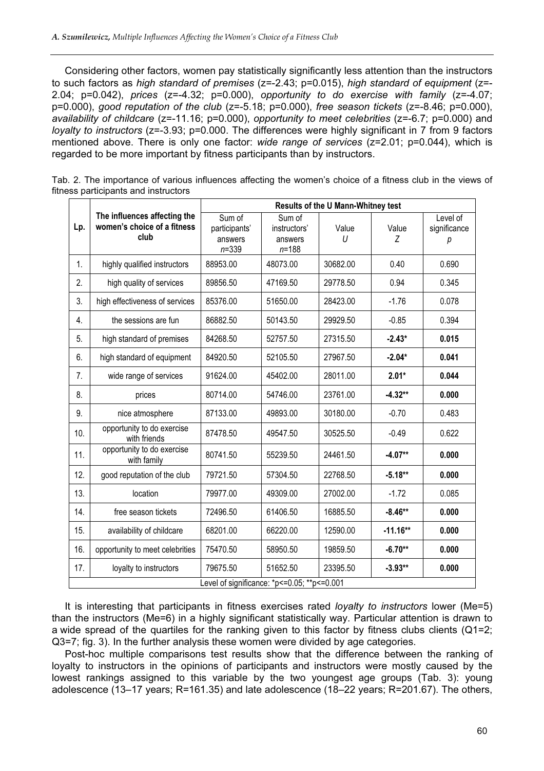Considering other factors, women pay statistically significantly less attention than the instructors to such factors as *high standard of premises* (z=-2.43; p=0.015), *high standard of equipment* (z=-2.04; p=0.042), *prices* (z=-4.32; p=0.000), *opportunity to do exercise with family* (z=-4.07; p=0.000), *good reputation of the club* (z=-5.18; p=0.000), *free season tickets* (z=-8.46; p=0.000), *availability of childcare* (z=-11.16; p=0.000), *opportunity to meet celebrities* (z=-6.7; p=0.000) and *loyalty to instructors* (z=-3.93; p=0.000. The differences were highly significant in 7 from 9 factors mentioned above. There is only one factor: *wide range of services* (z=2.01; p=0.044), which is regarded to be more important by fitness participants than by instructors.

Tab. 2. The importance of various influences affecting the women's choice of a fitness club in the views of fitness participants and instructors

| Lp. | The influences affecting the women's choice of a fitness club | Results of the U Mann-Whitney test | | | | |
|---|---|---|---|---|---|---|
| | | Sum of participants' answers $n$=339 | Sum of instructors' answers $n$=188 | Value $U$ | Value $Z$ | Level of significance $p$ |
| 1. | highly qualified instructors | 88953.00 | 48073.00 | 30682.00 | 0.40 | 0.690 |
| 2. | high quality of services | 89856.50 | 47169.50 | 29778.50 | 0.94 | 0.345 |
| 3. | high effectiveness of services | 85376.00 | 51650.00 | 28423.00 | -1.76 | 0.078 |
| 4. | the sessions are fun | 86882.50 | 50143.50 | 29929.50 | -0.85 | 0.394 |
| 5. | high standard of premises | 84268.50 | 52757.50 | 27315.50 | **-2.43*** | **0.015** |
| 6. | high standard of equipment | 84920.50 | 52105.50 | 27967.50 | **-2.04*** | **0.041** |
| 7. | wide range of services | 91624.00 | 45402.00 | 28011.00 | **2.01*** | **0.044** |
| 8. | prices | 80714.00 | 54746.00 | 23761.00 | **-4.32**** | **0.000** |
| 9. | nice atmosphere | 87133.00 | 49893.00 | 30180.00 | -0.70 | 0.483 |
| 10. | opportunity to do exercise with friends | 87478.50 | 49547.50 | 30525.50 | -0.49 | 0.622 |
| 11. | opportunity to do exercise with family | 80741.50 | 55239.50 | 24461.50 | **-4.07**** | **0.000** |
| 12. | good reputation of the club | 79721.50 | 57304.50 | 22768.50 | **-5.18**** | **0.000** |
| 13. | location | 79977.00 | 49309.00 | 27002.00 | -1.72 | 0.085 |
| 14. | free season tickets | 72496.50 | 61406.50 | 16885.50 | **-8.46**** | **0.000** |
| 15. | availability of childcare | 68201.00 | 66220.00 | 12590.00 | **-11.16**** | **0.000** |
| 16. | opportunity to meet celebrities | 75470.50 | 58950.50 | 19859.50 | **-6.70**** | **0.000** |
| 17. | loyalty to instructors | 79675.50 | 51652.50 | 23395.50 | **-3.93**** | **0.000** |
| | Level of significance: *p<=0.05; **p<=0.001 | | | | | |

It is interesting that participants in fitness exercises rated *loyalty to instructors* lower (Me=5) than the instructors (Me=6) in a highly significant statistically way. Particular attention is drawn to a wide spread of the quartiles for the ranking given to this factor by fitness clubs clients (Q1=2; Q3=7; fig. 3). In the further analysis these women were divided by age categories.

Post-hoc multiple comparisons test results show that the difference between the ranking of loyalty to instructors in the opinions of participants and instructors were mostly caused by the lowest rankings assigned to this variable by the two youngest age groups (Tab. 3): young adolescence (13–17 years; R=161.35) and late adolescence (18–22 years; R=201.67). The others,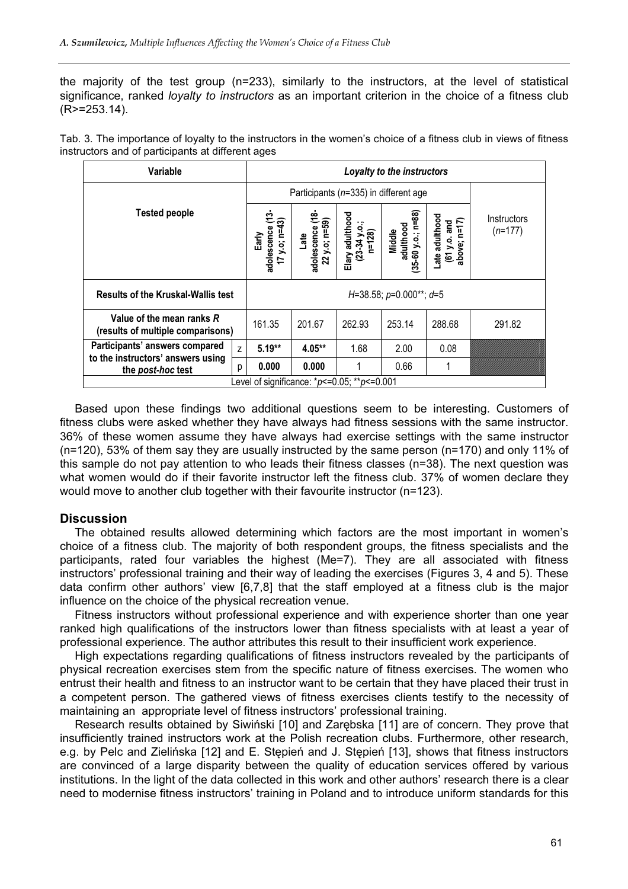the majority of the test group (n=233), similarly to the instructors, at the level of statistical significance, ranked *loyalty to instructors* as an important criterion in the choice of a fitness club (R>=253.14).

Tab. 3. The importance of loyalty to the instructors in the women's choice of a fitness club in views of fitness instructors and of participants at different ages

| Variable | | *Loyalty to the instructors* | | | | | |
|---|---|---|---|---|---|---|---|
| **Tested people** | | Participants (*n*=335) in different age | | | | | Instructors (*n*=177) |
| | | **Early adolescence (13-17 y.o; n=43)** | **Late adolescence (18-22 y.o; n=59)** | **Elary adulthood (23-34 y.o.; n=128)** | **Middle adulthood (35-60 y.o.; n=88)** | **Late adulthood (61 y.o. and above; n=17)** | |
| **Results of the Kruskal-Wallis test** | | *H*=38.58; *p*=0.000**; *d*=5 | | | | | |
| **Value of the mean ranks *R* (results of multiple comparisons)** | | 161.35 | 201.67 | 262.93 | 253.14 | 288.68 | 291.82 |
| **Participants' answers compared to the instructors' answers using the *post-hoc* test** | z | **5.19**** | **4.05**** | 1.68 | 2.00 | 0.08 | |
| | p | **0.000** | **0.000** | 1 | 0.66 | 1 | |
| Level of significance: *$p$<=0.05; **$p$<=0.001 | | | | | | | |

Based upon these findings two additional questions seem to be interesting. Customers of fitness clubs were asked whether they have always had fitness sessions with the same instructor. 36% of these women assume they have always had exercise settings with the same instructor (n=120), 53% of them say they are usually instructed by the same person (n=170) and only 11% of this sample do not pay attention to who leads their fitness classes (n=38). The next question was what women would do if their favorite instructor left the fitness club. 37% of women declare they would move to another club together with their favourite instructor (n=123).

## Discussion

The obtained results allowed determining which factors are the most important in women's choice of a fitness club. The majority of both respondent groups, the fitness specialists and the participants, rated four variables the highest (Me=7). They are all associated with fitness instructors' professional training and their way of leading the exercises (Figures 3, 4 and 5). These data confirm other authors' view [6,7,8] that the staff employed at a fitness club is the major influence on the choice of the physical recreation venue.

Fitness instructors without professional experience and with experience shorter than one year ranked high qualifications of the instructors lower than fitness specialists with at least a year of professional experience. The author attributes this result to their insufficient work experience.

High expectations regarding qualifications of fitness instructors revealed by the participants of physical recreation exercises stem from the specific nature of fitness exercises. The women who entrust their health and fitness to an instructor want to be certain that they have placed their trust in a competent person. The gathered views of fitness exercises clients testify to the necessity of maintaining an appropriate level of fitness instructors' professional training.

Research results obtained by Siwiński [10] and Zarębska [11] are of concern. They prove that insufficiently trained instructors work at the Polish recreation clubs. Furthermore, other research, e.g. by Pelc and Zielińska [12] and E. Stępień and J. Stępień [13], shows that fitness instructors are convinced of a large disparity between the quality of education services offered by various institutions. In the light of the data collected in this work and other authors' research there is a clear need to modernise fitness instructors' training in Poland and to introduce uniform standards for this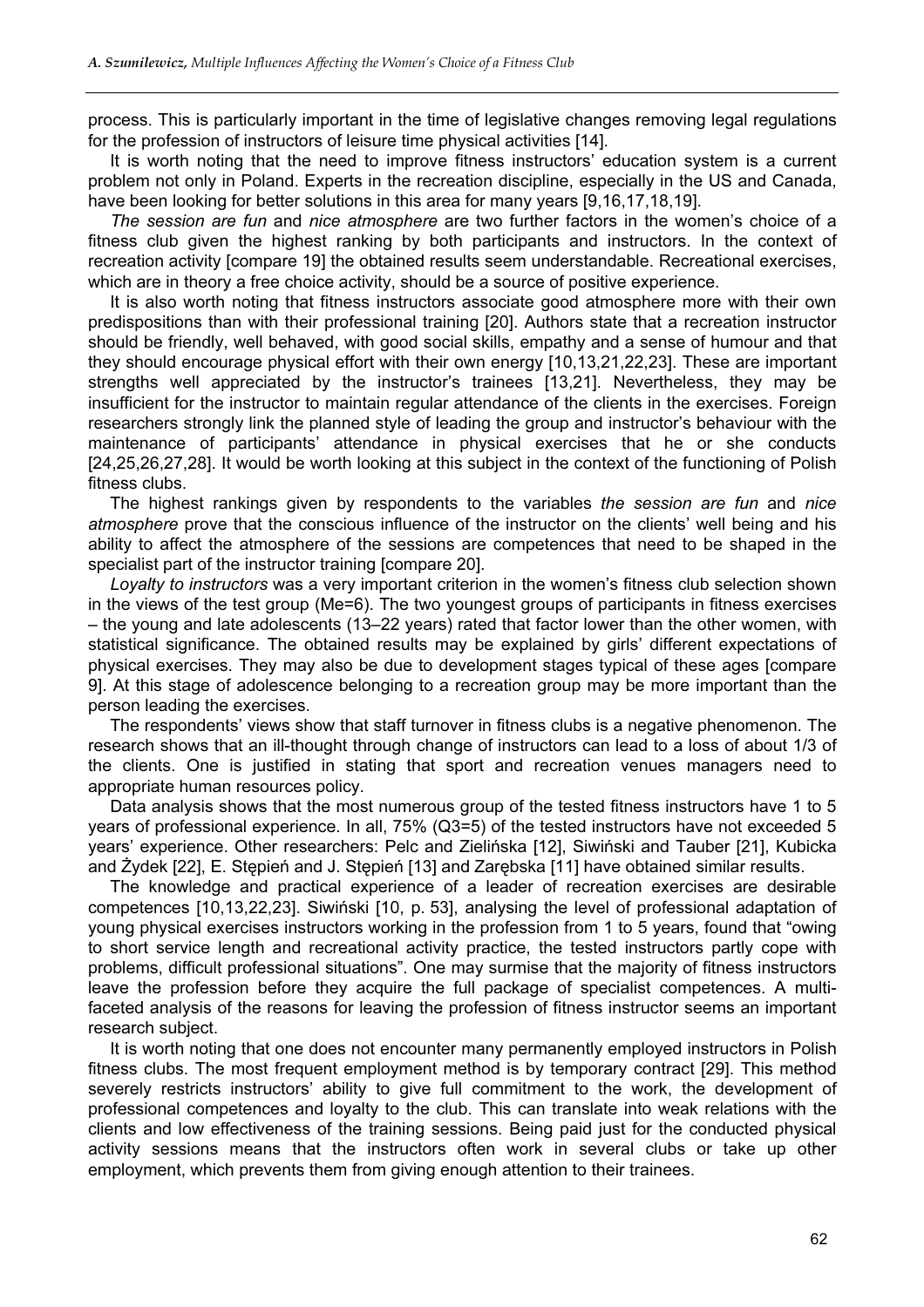process. This is particularly important in the time of legislative changes removing legal regulations for the profession of instructors of leisure time physical activities [14].

It is worth noting that the need to improve fitness instructors' education system is a current problem not only in Poland. Experts in the recreation discipline, especially in the US and Canada, have been looking for better solutions in this area for many years [9,16,17,18,19].

*The session are fun* and *nice atmosphere* are two further factors in the women's choice of a fitness club given the highest ranking by both participants and instructors. In the context of recreation activity [compare 19] the obtained results seem understandable. Recreational exercises, which are in theory a free choice activity, should be a source of positive experience.

It is also worth noting that fitness instructors associate good atmosphere more with their own predispositions than with their professional training [20]. Authors state that a recreation instructor should be friendly, well behaved, with good social skills, empathy and a sense of humour and that they should encourage physical effort with their own energy [10,13,21,22,23]. These are important strengths well appreciated by the instructor's trainees [13,21]. Nevertheless, they may be insufficient for the instructor to maintain regular attendance of the clients in the exercises. Foreign researchers strongly link the planned style of leading the group and instructor's behaviour with the maintenance of participants' attendance in physical exercises that he or she conducts [24,25,26,27,28]. It would be worth looking at this subject in the context of the functioning of Polish fitness clubs.

The highest rankings given by respondents to the variables *the session are fun* and *nice atmosphere* prove that the conscious influence of the instructor on the clients' well being and his ability to affect the atmosphere of the sessions are competences that need to be shaped in the specialist part of the instructor training [compare 20].

*Loyalty to instructors* was a very important criterion in the women's fitness club selection shown in the views of the test group (Me=6). The two youngest groups of participants in fitness exercises – the young and late adolescents (13–22 years) rated that factor lower than the other women, with statistical significance. The obtained results may be explained by girls' different expectations of physical exercises. They may also be due to development stages typical of these ages [compare 9]. At this stage of adolescence belonging to a recreation group may be more important than the person leading the exercises.

The respondents' views show that staff turnover in fitness clubs is a negative phenomenon. The research shows that an ill-thought through change of instructors can lead to a loss of about 1/3 of the clients. One is justified in stating that sport and recreation venues managers need to appropriate human resources policy.

Data analysis shows that the most numerous group of the tested fitness instructors have 1 to 5 years of professional experience. In all, 75% (Q3=5) of the tested instructors have not exceeded 5 years' experience. Other researchers: Pelc and Zielińska [12], Siwiński and Tauber [21], Kubicka and Żydek [22], E. Stępień and J. Stępień [13] and Zarębska [11] have obtained similar results.

The knowledge and practical experience of a leader of recreation exercises are desirable competences [10,13,22,23]. Siwiński [10, p. 53], analysing the level of professional adaptation of young physical exercises instructors working in the profession from 1 to 5 years, found that "owing to short service length and recreational activity practice, the tested instructors partly cope with problems, difficult professional situations". One may surmise that the majority of fitness instructors leave the profession before they acquire the full package of specialist competences. A multi-faceted analysis of the reasons for leaving the profession of fitness instructor seems an important research subject.

It is worth noting that one does not encounter many permanently employed instructors in Polish fitness clubs. The most frequent employment method is by temporary contract [29]. This method severely restricts instructors' ability to give full commitment to the work, the development of professional competences and loyalty to the club. This can translate into weak relations with the clients and low effectiveness of the training sessions. Being paid just for the conducted physical activity sessions means that the instructors often work in several clubs or take up other employment, which prevents them from giving enough attention to their trainees.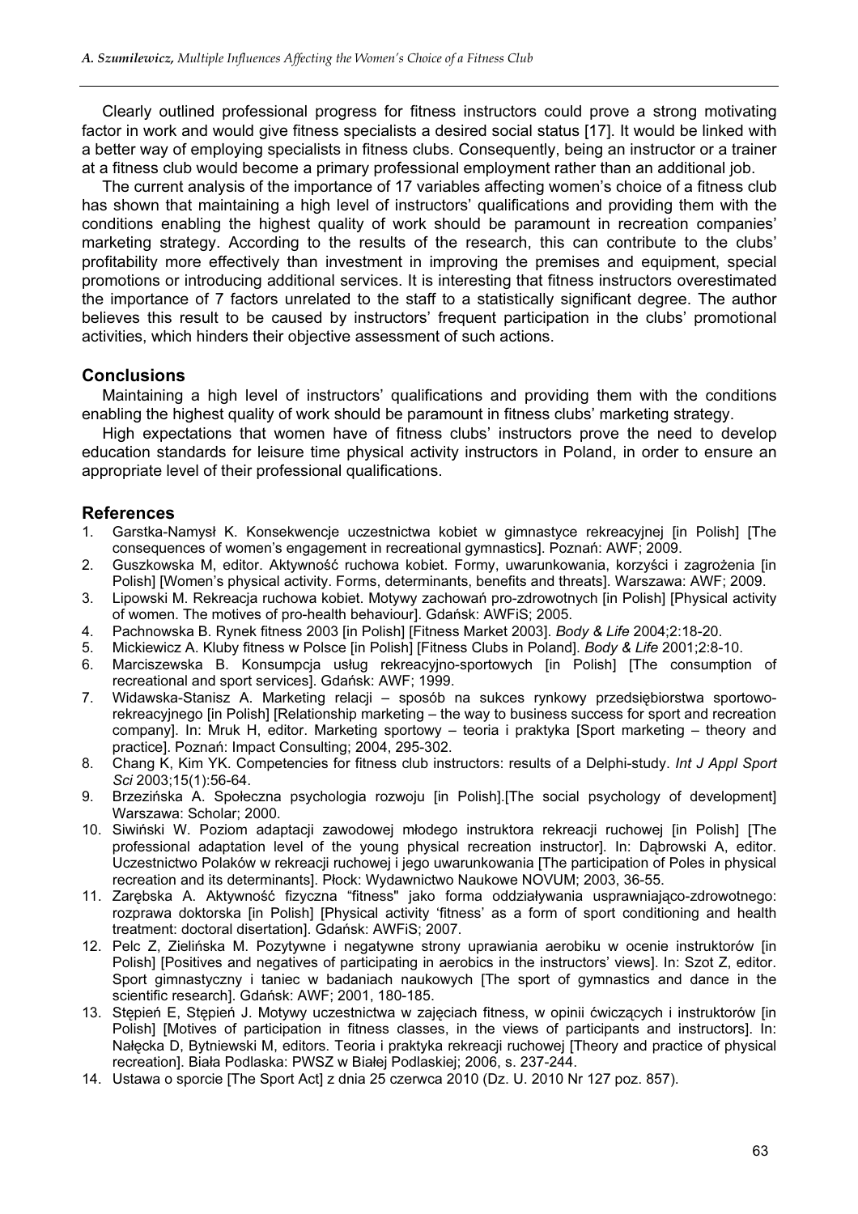Clearly outlined professional progress for fitness instructors could prove a strong motivating factor in work and would give fitness specialists a desired social status [17]. It would be linked with a better way of employing specialists in fitness clubs. Consequently, being an instructor or a trainer at a fitness club would become a primary professional employment rather than an additional job.

The current analysis of the importance of 17 variables affecting women's choice of a fitness club has shown that maintaining a high level of instructors' qualifications and providing them with the conditions enabling the highest quality of work should be paramount in recreation companies' marketing strategy. According to the results of the research, this can contribute to the clubs' profitability more effectively than investment in improving the premises and equipment, special promotions or introducing additional services. It is interesting that fitness instructors overestimated the importance of 7 factors unrelated to the staff to a statistically significant degree. The author believes this result to be caused by instructors' frequent participation in the clubs' promotional activities, which hinders their objective assessment of such actions.

## Conclusions

Maintaining a high level of instructors' qualifications and providing them with the conditions enabling the highest quality of work should be paramount in fitness clubs' marketing strategy.

High expectations that women have of fitness clubs' instructors prove the need to develop education standards for leisure time physical activity instructors in Poland, in order to ensure an appropriate level of their professional qualifications.

## References

1. Garstka-Namysł K. Konsekwencje uczestnictwa kobiet w gimnastyce rekreacyjnej [in Polish] [The consequences of women's engagement in recreational gymnastics]. Poznań: AWF; 2009.
2. Guszkowska M, editor. Aktywność ruchowa kobiet. Formy, uwarunkowania, korzyści i zagrożenia [in Polish] [Women's physical activity. Forms, determinants, benefits and threats]. Warszawa: AWF; 2009.
3. Lipowski M. Rekreacja ruchowa kobiet. Motywy zachowań pro-zdrowotnych [in Polish] [Physical activity of women. The motives of pro-health behaviour]. Gdańsk: AWFiS; 2005.
4. Pachnowska B. Rynek fitness 2003 [in Polish] [Fitness Market 2003]. *Body & Life* 2004;2:18-20.
5. Mickiewicz A. Kluby fitness w Polsce [in Polish] [Fitness Clubs in Poland]. *Body & Life* 2001;2:8-10.
6. Marciszewska B. Konsumpcja usług rekreacyjno-sportowych [in Polish] [The consumption of recreational and sport services]. Gdańsk: AWF; 1999.
7. Widawska-Stanisz A. Marketing relacji – sposób na sukces rynkowy przedsiębiorstwa sportowo-rekreacyjnego [in Polish] [Relationship marketing – the way to business success for sport and recreation company]. In: Mruk H, editor. Marketing sportowy – teoria i praktyka [Sport marketing – theory and practice]. Poznań: Impact Consulting; 2004, 295-302.
8. Chang K, Kim YK. Competencies for fitness club instructors: results of a Delphi-study. *Int J Appl Sport Sci* 2003;15(1):56-64.
9. Brzezińska A. Społeczna psychologia rozwoju [in Polish].[The social psychology of development] Warszawa: Scholar; 2000.
10. Siwiński W. Poziom adaptacji zawodowej młodego instruktora rekreacji ruchowej [in Polish] [The professional adaptation level of the young physical recreation instructor]. In: Dąbrowski A, editor. Uczestnictwo Polaków w rekreacji ruchowej i jego uwarunkowania [The participation of Poles in physical recreation and its determinants]. Płock: Wydawnictwo Naukowe NOVUM; 2003, 36-55.
11. Zarębska A. Aktywność fizyczna "fitness" jako forma oddziaływania usprawniająco-zdrowotnego: rozprawa doktorska [in Polish] [Physical activity 'fitness' as a form of sport conditioning and health treatment: doctoral disertation]. Gdańsk: AWFiS; 2007.
12. Pelc Z, Zielińska M. Pozytywne i negatywne strony uprawiania aerobiku w ocenie instruktorów [in Polish] [Positives and negatives of participating in aerobics in the instructors' views]. In: Szot Z, editor. Sport gimnastyczny i taniec w badaniach naukowych [The sport of gymnastics and dance in the scientific research]. Gdańsk: AWF; 2001, 180-185.
13. Stępień E, Stępień J. Motywy uczestnictwa w zajęciach fitness, w opinii ćwiczących i instruktorów [in Polish] [Motives of participation in fitness classes, in the views of participants and instructors]. In: Nałęcka D, Bytniewski M, editors. Teoria i praktyka rekreacji ruchowej [Theory and practice of physical recreation]. Biała Podlaska: PWSZ w Białej Podlaskiej; 2006, s. 237-244.
14. Ustawa o sporcie [The Sport Act] z dnia 25 czerwca 2010 (Dz. U. 2010 Nr 127 poz. 857).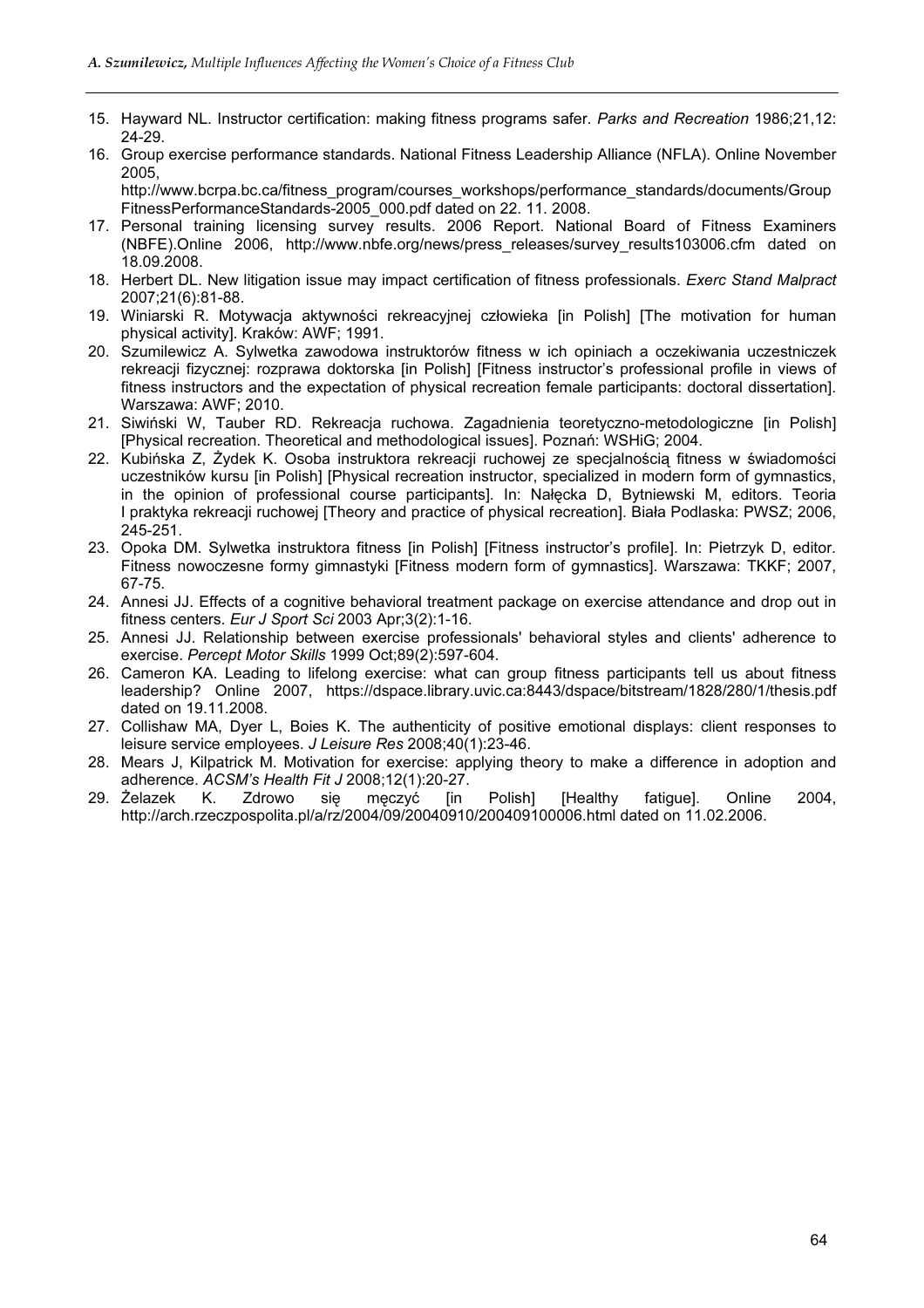15. Hayward NL. Instructor certification: making fitness programs safer. *Parks and Recreation* 1986;21,12: 24-29.
16. Group exercise performance standards. National Fitness Leadership Alliance (NFLA). Online November 2005, http://www.bcrpa.bc.ca/fitness_program/courses_workshops/performance_standards/documents/GroupFitnessPerformanceStandards-2005_000.pdf dated on 22. 11. 2008.
17. Personal training licensing survey results. 2006 Report. National Board of Fitness Examiners (NBFE).Online 2006, http://www.nbfe.org/news/press_releases/survey_results103006.cfm dated on 18.09.2008.
18. Herbert DL. New litigation issue may impact certification of fitness professionals. *Exerc Stand Malpract* 2007;21(6):81-88.
19. Winiarski R. Motywacja aktywności rekreacyjnej człowieka [in Polish] [The motivation for human physical activity]. Kraków: AWF; 1991.
20. Szumilewicz A. Sylwetka zawodowa instruktorów fitness w ich opiniach a oczekiwania uczestniczek rekreacji fizycznej: rozprawa doktorska [in Polish] [Fitness instructor's professional profile in views of fitness instructors and the expectation of physical recreation female participants: doctoral dissertation]. Warszawa: AWF; 2010.
21. Siwiński W, Tauber RD. Rekreacja ruchowa. Zagadnienia teoretyczno-metodologiczne [in Polish] [Physical recreation. Theoretical and methodological issues]. Poznań: WSHiG; 2004.
22. Kubińska Z, Żydek K. Osoba instruktora rekreacji ruchowej ze specjalnością fitness w świadomości uczestników kursu [in Polish] [Physical recreation instructor, specialized in modern form of gymnastics, in the opinion of professional course participants]. In: Nałęcka D, Bytniewski M, editors. Teoria I praktyka rekreacji ruchowej [Theory and practice of physical recreation]. Biała Podlaska: PWSZ; 2006, 245-251.
23. Opoka DM. Sylwetka instruktora fitness [in Polish] [Fitness instructor's profile]. In: Pietrzyk D, editor. Fitness nowoczesne formy gimnastyki [Fitness modern form of gymnastics]. Warszawa: TKKF; 2007, 67-75.
24. Annesi JJ. Effects of a cognitive behavioral treatment package on exercise attendance and drop out in fitness centers. *Eur J Sport Sci* 2003 Apr;3(2):1-16.
25. Annesi JJ. Relationship between exercise professionals' behavioral styles and clients' adherence to exercise. *Percept Motor Skills* 1999 Oct;89(2):597-604.
26. Cameron KA. Leading to lifelong exercise: what can group fitness participants tell us about fitness leadership? Online 2007, https://dspace.library.uvic.ca:8443/dspace/bitstream/1828/280/1/thesis.pdf dated on 19.11.2008.
27. Collishaw MA, Dyer L, Boies K. The authenticity of positive emotional displays: client responses to leisure service employees. *J Leisure Res* 2008;40(1):23-46.
28. Mears J, Kilpatrick M. Motivation for exercise: applying theory to make a difference in adoption and adherence. *ACSM's Health Fit J* 2008;12(1):20-27.
29. Żelazek K. Zdrowo się męczyć [in Polish] [Healthy fatigue]. Online 2004, http://arch.rzeczpospolita.pl/a/rz/2004/09/20040910/200409100006.html dated on 11.02.2006.